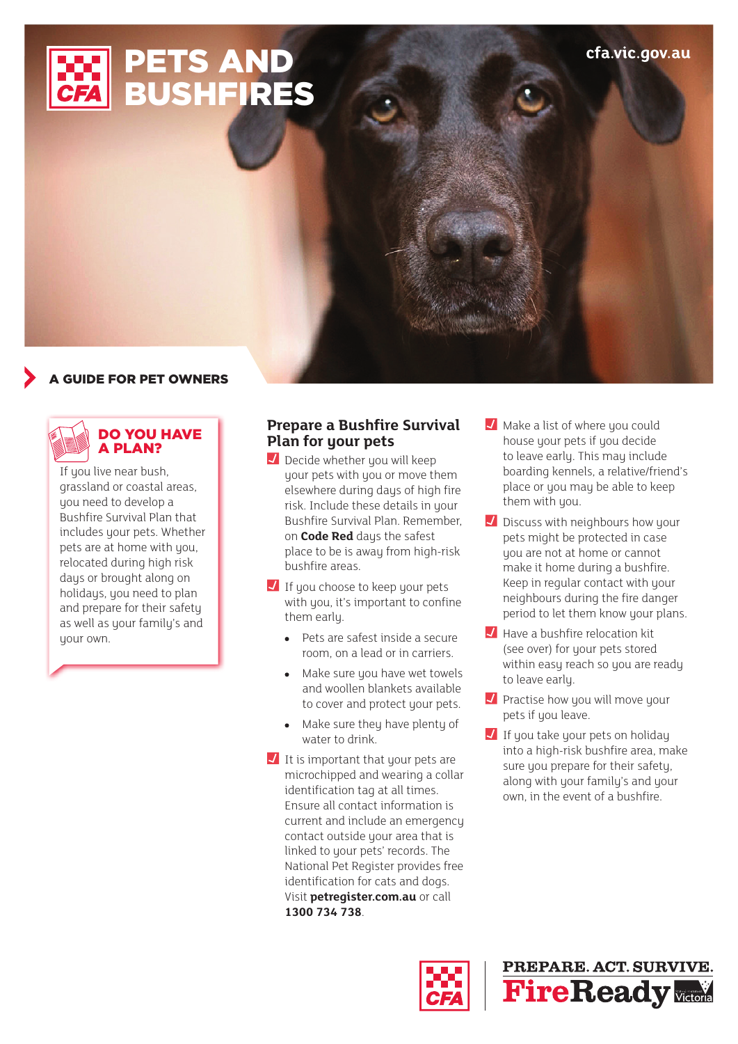# PETS AND BUSHFIRES

cfa.vic.gov.au

**A GUIDE FOR PET OWNERS**

## DO YOU HAVE A PLAN?

If you live near bush, grassland or coastal areas, you need to develop a Bushfire Survival Plan that includes your pets. Whether pets are at home with you, relocated during high risk days or brought along on holidays, you need to plan and prepare for their safety as well as your family's and your own.

## Prepare a Bushfire Survival Plan for your pets

- Decide whether you will keep your pets with you or move them elsewhere during days of high fire risk. Include these details in your Bushfire Survival Plan. Remember, on **Code Red** days the safest place to be is away from high-risk bushfire areas.
- If you choose to keep your pets with you, it's important to confine them early.
  - Pets are safest inside a secure room, on a lead or in carriers.
  - Make sure you have wet towels and woollen blankets available to cover and protect your pets.
  - Make sure they have plenty of water to drink.
- It is important that your pets are microchipped and wearing a collar identification tag at all times. Ensure all contact information is current and include an emergency contact outside your area that is linked to your pets' records. The National Pet Register provides free identification for cats and dogs. Visit **petregister.com.au** or call **1300 734 738**.
- Make a list of where you could house your pets if you decide to leave early. This may include boarding kennels, a relative/friend's place or you may be able to keep them with you.
- Discuss with neighbours how your pets might be protected in case you are not at home or cannot make it home during a bushfire. Keep in regular contact with your neighbours during the fire danger period to let them know your plans.
- Have a bushfire relocation kit (see over) for your pets stored within easy reach so you are ready to leave early.
- Practise how you will move your pets if you leave.
- If you take your pets on holiday into a high-risk bushfire area, make sure you prepare for their safety, along with your family's and your own, in the event of a bushfire.

PREPARE. ACT. SURVIVE.
FireReady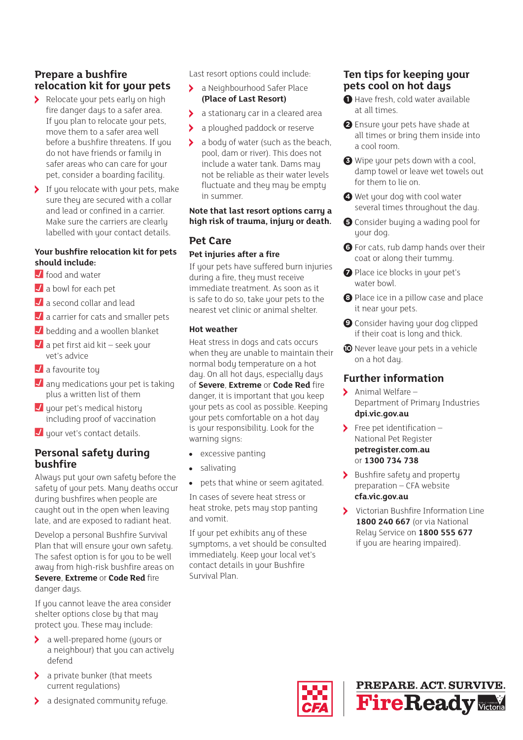## Prepare a bushfire relocation kit for your pets

- Relocate your pets early on high fire danger days to a safer area. If you plan to relocate your pets, move them to a safer area well before a bushfire threatens. If you do not have friends or family in safer areas who can care for your pet, consider a boarding facility.
- If you relocate with your pets, make sure they are secured with a collar and lead or confined in a carrier. Make sure the carriers are clearly labelled with your contact details.

### Your bushfire relocation kit for pets should include:

- food and water
- a bowl for each pet
- a second collar and lead
- a carrier for cats and smaller pets
- bedding and a woollen blanket
- a pet first aid kit – seek your vet's advice
- a favourite toy
- any medications your pet is taking plus a written list of them
- your pet's medical history including proof of vaccination
- your vet's contact details.

## Personal safety during bushfire

Always put your own safety before the safety of your pets. Many deaths occur during bushfires when people are caught out in the open when leaving late, and are exposed to radiant heat.

Develop a personal Bushfire Survival Plan that will ensure your own safety. The safest option is for you to be well away from high-risk bushfire areas on **Severe**, **Extreme** or **Code Red** fire danger days.

If you cannot leave the area consider shelter options close by that may protect you. These may include:

- a well-prepared home (yours or a neighbour) that you can actively defend
- a private bunker (that meets current regulations)
- a designated community refuge.

Last resort options could include:

- a Neighbourhood Safer Place **(Place of Last Resort)**
- a stationary car in a cleared area
- a ploughed paddock or reserve
- a body of water (such as the beach, pool, dam or river). This does not include a water tank. Dams may not be reliable as their water levels fluctuate and they may be empty in summer.

**Note that last resort options carry a high risk of trauma, injury or death.**

## Pet Care

### Pet injuries after a fire

If your pets have suffered burn injuries during a fire, they must receive immediate treatment. As soon as it is safe to do so, take your pets to the nearest vet clinic or animal shelter.

### Hot weather

Heat stress in dogs and cats occurs when they are unable to maintain their normal body temperature on a hot day. On all hot days, especially days of **Severe**, **Extreme** or **Code Red** fire danger, it is important that you keep your pets as cool as possible. Keeping your pets comfortable on a hot day is your responsibility. Look for the warning signs:

- excessive panting
- salivating
- pets that whine or seem agitated.

In cases of severe heat stress or heat stroke, pets may stop panting and vomit.

If your pet exhibits any of these symptoms, a vet should be consulted immediately. Keep your local vet's contact details in your Bushfire Survival Plan.

## Ten tips for keeping your pets cool on hot days

1. Have fresh, cold water available at all times.
2. Ensure your pets have shade at all times or bring them inside into a cool room.
3. Wipe your pets down with a cool, damp towel or leave wet towels out for them to lie on.
4. Wet your dog with cool water several times throughout the day.
5. Consider buying a wading pool for your dog.
6. For cats, rub damp hands over their coat or along their tummy.
7. Place ice blocks in your pet's water bowl.
8. Place ice in a pillow case and place it near your pets.
9. Consider having your dog clipped if their coat is long and thick.
10. Never leave your pets in a vehicle on a hot day.

## Further information

- Animal Welfare – Department of Primary Industries **dpi.vic.gov.au**
- Free pet identification – National Pet Register **petregister.com.au** or **1300 734 738**
- Bushfire safety and property preparation – CFA website **cfa.vic.gov.au**
- Victorian Bushfire Information Line **1800 240 667** (or via National Relay Service on **1800 555 677** if you are hearing impaired).

CFA

PREPARE. ACT. SURVIVE.
FireReady Victoria